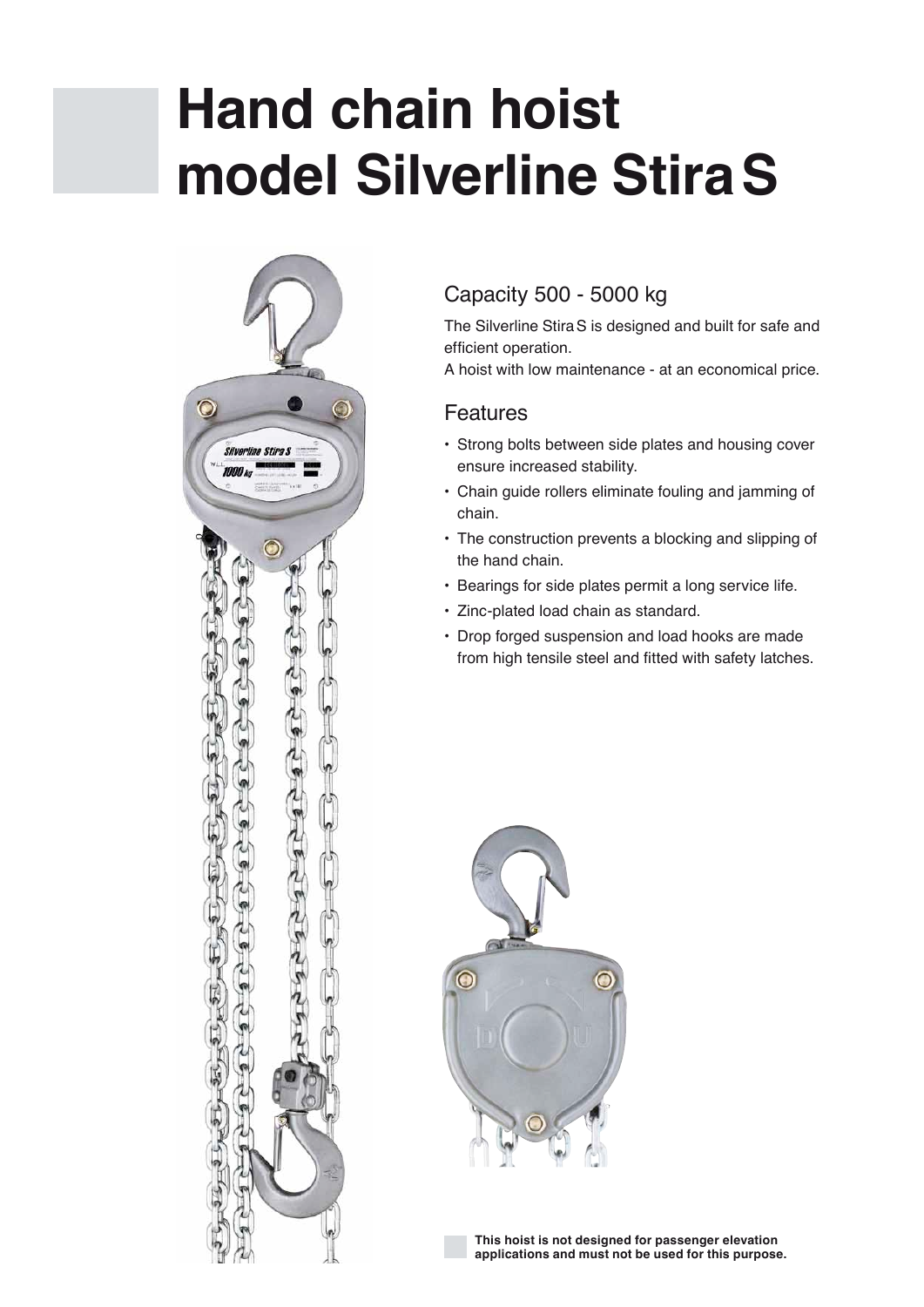# Hand chain hoist model Silverline Stira S

## Capacity 500 - 5000 kg

The Silverline Stira S is designed and built for safe and efficient operation.
A hoist with low maintenance - at an economical price.

## Features

- Strong bolts between side plates and housing cover ensure increased stability.
- Chain guide rollers eliminate fouling and jamming of chain.
- The construction prevents a blocking and slipping of the hand chain.
- Bearings for side plates permit a long service life.
- Zinc-plated load chain as standard.
- Drop forged suspension and load hooks are made from high tensile steel and fitted with safety latches.

**This hoist is not designed for passenger elevation applications and must not be used for this purpose.**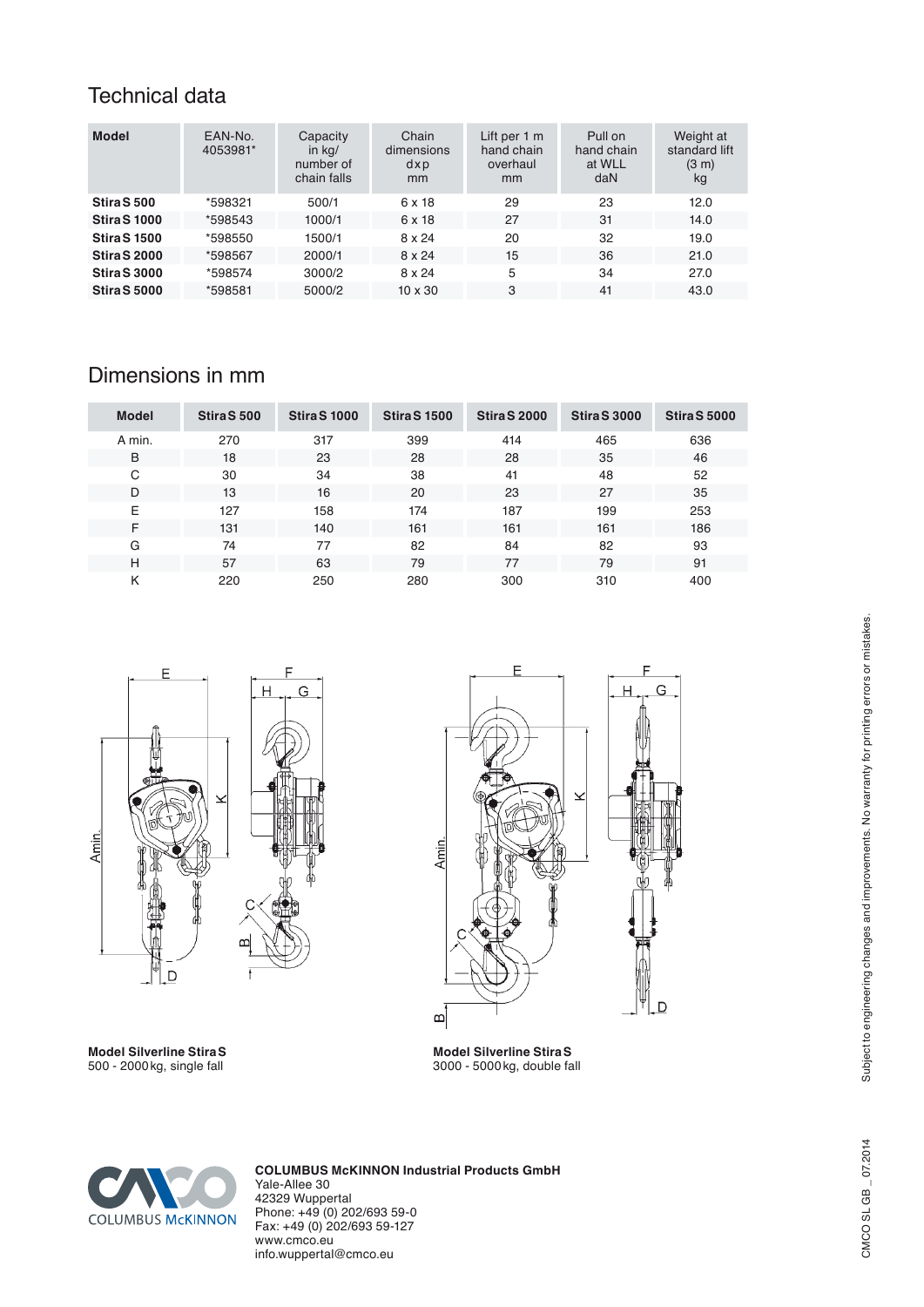## Technical data

| Model | EAN-No. 4053981* | Capacity in kg/ number of chain falls | Chain dimensions dxp mm | Lift per 1 m hand chain overhaul mm | Pull on hand chain at WLL daN | Weight at standard lift (3 m) kg |
|---|---|---|---|---|---|---|
| **Stira S 500** | *598321 | 500/1 | 6 x 18 | 29 | 23 | 12.0 |
| **Stira S 1000** | *598543 | 1000/1 | 6 x 18 | 27 | 31 | 14.0 |
| **Stira S 1500** | *598550 | 1500/1 | 8 x 24 | 20 | 32 | 19.0 |
| **Stira S 2000** | *598567 | 2000/1 | 8 x 24 | 15 | 36 | 21.0 |
| **Stira S 3000** | *598574 | 3000/2 | 8 x 24 | 5 | 34 | 27.0 |
| **Stira S 5000** | *598581 | 5000/2 | 10 x 30 | 3 | 41 | 43.0 |

## Dimensions in mm

| Model | Stira S 500 | Stira S 1000 | Stira S 1500 | Stira S 2000 | Stira S 3000 | Stira S 5000 |
|---|---|---|---|---|---|---|
| A min. | 270 | 317 | 399 | 414 | 465 | 636 |
| B | 18 | 23 | 28 | 28 | 35 | 46 |
| C | 30 | 34 | 38 | 41 | 48 | 52 |
| D | 13 | 16 | 20 | 23 | 27 | 35 |
| E | 127 | 158 | 174 | 187 | 199 | 253 |
| F | 131 | 140 | 161 | 161 | 161 | 186 |
| G | 74 | 77 | 82 | 84 | 82 | 93 |
| H | 57 | 63 | 79 | 77 | 79 | 91 |
| K | 220 | 250 | 280 | 300 | 310 | 400 |

E
F
H
G
K
Amin.
C
B
D

**Model Silverline Stira S**
500 - 2000 kg, single fall

E
F
H
G
K
Amin.
C
B
D

**Model Silverline Stira S**
3000 - 5000 kg, double fall

**COLUMBUS McKINNON Industrial Products GmbH**
Yale-Allee 30
42329 Wuppertal
Phone: +49 (0) 202/693 59-0
Fax: +49 (0) 202/693 59-127
www.cmco.eu
info.wuppertal@cmco.eu

Subject to engineering changes and improvements. No warranty for printing errors or mistakes.

CMCO SL GB _ 07.2014